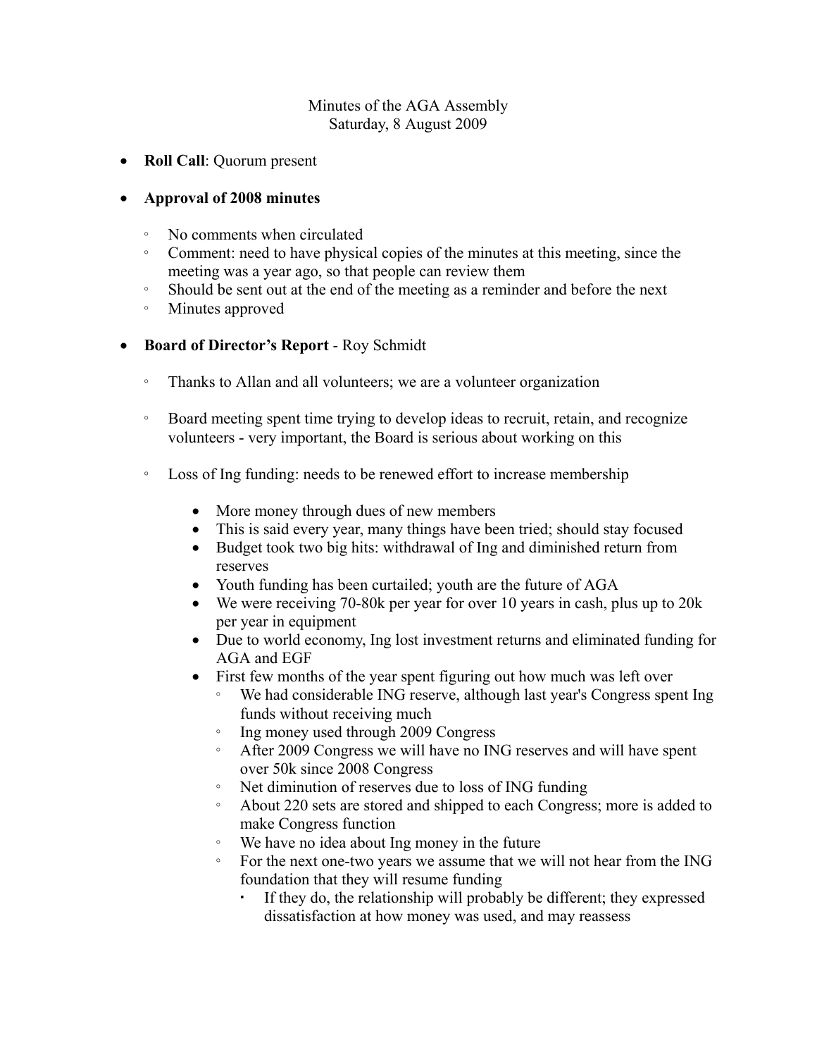Minutes of the AGA Assembly
Saturday, 8 August 2009

- **Roll Call**: Quorum present

- **Approval of 2008 minutes**

  - No comments when circulated
  - Comment: need to have physical copies of the minutes at this meeting, since the meeting was a year ago, so that people can review them
  - Should be sent out at the end of the meeting as a reminder and before the next
  - Minutes approved

- **Board of Director's Report** - Roy Schmidt

  - Thanks to Allan and all volunteers; we are a volunteer organization

  - Board meeting spent time trying to develop ideas to recruit, retain, and recognize volunteers - very important, the Board is serious about working on this

  - Loss of Ing funding: needs to be renewed effort to increase membership

    - More money through dues of new members
    - This is said every year, many things have been tried; should stay focused
    - Budget took two big hits: withdrawal of Ing and diminished return from reserves
    - Youth funding has been curtailed; youth are the future of AGA
    - We were receiving 70-80k per year for over 10 years in cash, plus up to 20k per year in equipment
    - Due to world economy, Ing lost investment returns and eliminated funding for AGA and EGF
    - First few months of the year spent figuring out how much was left over
      - We had considerable ING reserve, although last year's Congress spent Ing funds without receiving much
      - Ing money used through 2009 Congress
      - After 2009 Congress we will have no ING reserves and will have spent over 50k since 2008 Congress
      - Net diminution of reserves due to loss of ING funding
      - About 220 sets are stored and shipped to each Congress; more is added to make Congress function
      - We have no idea about Ing money in the future
      - For the next one-two years we assume that we will not hear from the ING foundation that they will resume funding
        - If they do, the relationship will probably be different; they expressed dissatisfaction at how money was used, and may reassess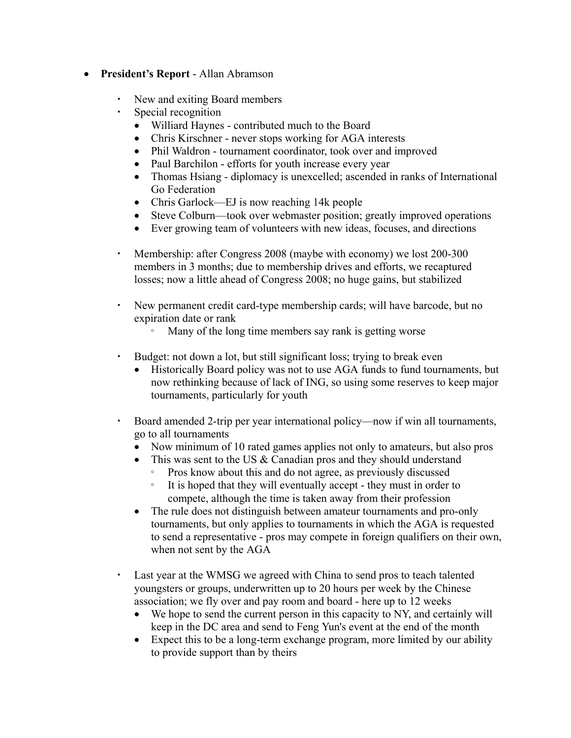- **President's Report** - Allan Abramson

    - New and exiting Board members
    - Special recognition
        - Williard Haynes - contributed much to the Board
        - Chris Kirschner - never stops working for AGA interests
        - Phil Waldron - tournament coordinator, took over and improved
        - Paul Barchilon - efforts for youth increase every year
        - Thomas Hsiang - diplomacy is unexcelled; ascended in ranks of International Go Federation
        - Chris Garlock—EJ is now reaching 14k people
        - Steve Colburn—took over webmaster position; greatly improved operations
        - Ever growing team of volunteers with new ideas, focuses, and directions

    - Membership: after Congress 2008 (maybe with economy) we lost 200-300 members in 3 months; due to membership drives and efforts, we recaptured losses; now a little ahead of Congress 2008; no huge gains, but stabilized

    - New permanent credit card-type membership cards; will have barcode, but no expiration date or rank
        - Many of the long time members say rank is getting worse

    - Budget: not down a lot, but still significant loss; trying to break even
        - Historically Board policy was not to use AGA funds to fund tournaments, but now rethinking because of lack of ING, so using some reserves to keep major tournaments, particularly for youth

    - Board amended 2-trip per year international policy—now if win all tournaments, go to all tournaments
        - Now minimum of 10 rated games applies not only to amateurs, but also pros
        - This was sent to the US & Canadian pros and they should understand
            - Pros know about this and do not agree, as previously discussed
            - It is hoped that they will eventually accept - they must in order to compete, although the time is taken away from their profession
        - The rule does not distinguish between amateur tournaments and pro-only tournaments, but only applies to tournaments in which the AGA is requested to send a representative - pros may compete in foreign qualifiers on their own, when not sent by the AGA

    - Last year at the WMSG we agreed with China to send pros to teach talented youngsters or groups, underwritten up to 20 hours per week by the Chinese association; we fly over and pay room and board - here up to 12 weeks
        - We hope to send the current person in this capacity to NY, and certainly will keep in the DC area and send to Feng Yun's event at the end of the month
        - Expect this to be a long-term exchange program, more limited by our ability to provide support than by theirs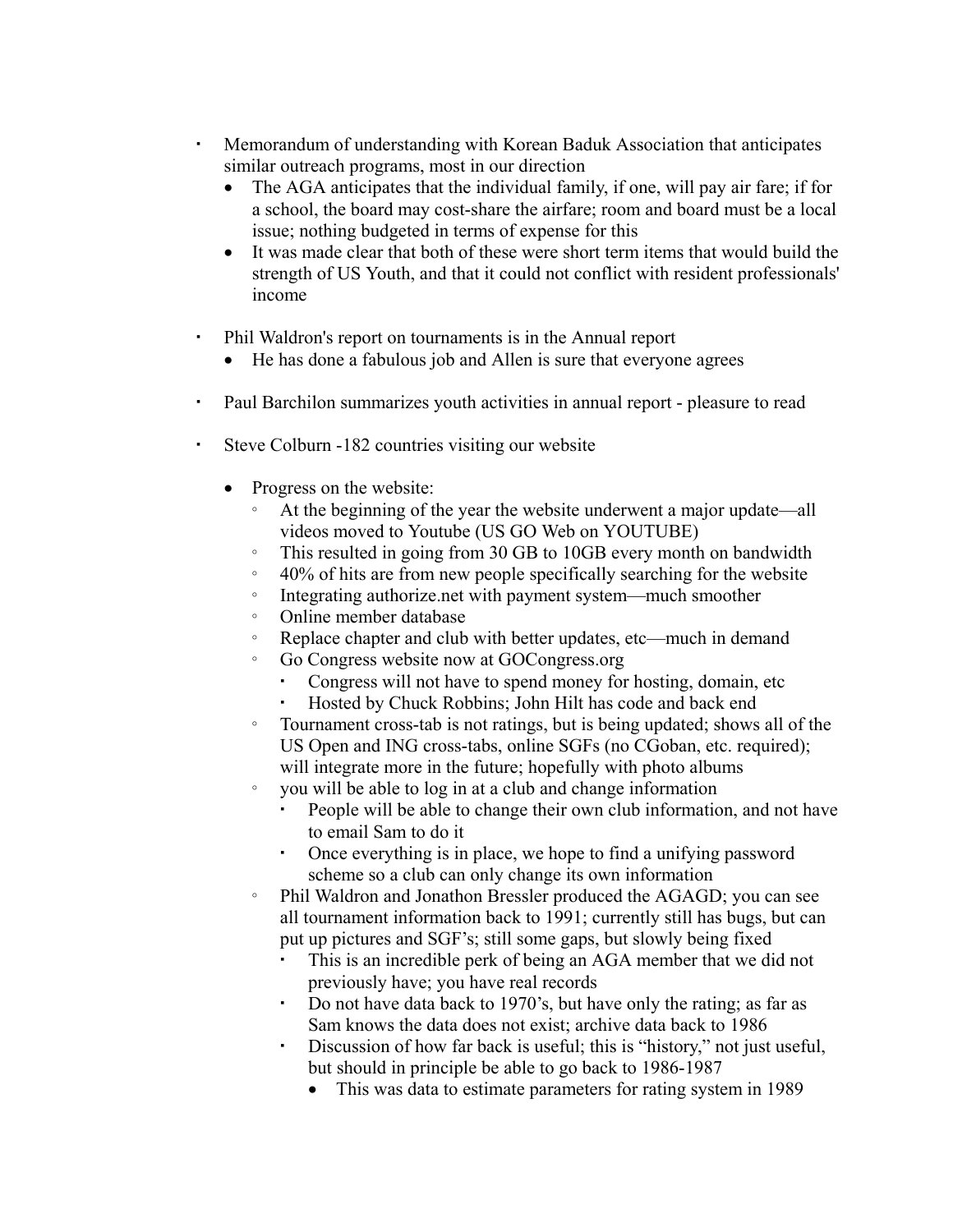- Memorandum of understanding with Korean Baduk Association that anticipates similar outreach programs, most in our direction
  - The AGA anticipates that the individual family, if one, will pay air fare; if for a school, the board may cost-share the airfare; room and board must be a local issue; nothing budgeted in terms of expense for this
  - It was made clear that both of these were short term items that would build the strength of US Youth, and that it could not conflict with resident professionals' income

- Phil Waldron's report on tournaments is in the Annual report
  - He has done a fabulous job and Allen is sure that everyone agrees

- Paul Barchilon summarizes youth activities in annual report - pleasure to read

- Steve Colburn -182 countries visiting our website

  - Progress on the website:
    - At the beginning of the year the website underwent a major update—all videos moved to Youtube (US GO Web on YOUTUBE)
    - This resulted in going from 30 GB to 10GB every month on bandwidth
    - 40% of hits are from new people specifically searching for the website
    - Integrating authorize.net with payment system—much smoother
    - Online member database
    - Replace chapter and club with better updates, etc—much in demand
    - Go Congress website now at GOCongress.org
      - Congress will not have to spend money for hosting, domain, etc
      - Hosted by Chuck Robbins; John Hilt has code and back end
    - Tournament cross-tab is not ratings, but is being updated; shows all of the US Open and ING cross-tabs, online SGFs (no CGoban, etc. required); will integrate more in the future; hopefully with photo albums
    - you will be able to log in at a club and change information
      - People will be able to change their own club information, and not have to email Sam to do it
      - Once everything is in place, we hope to find a unifying password scheme so a club can only change its own information
    - Phil Waldron and Jonathon Bressler produced the AGAGD; you can see all tournament information back to 1991; currently still has bugs, but can put up pictures and SGF's; still some gaps, but slowly being fixed
      - This is an incredible perk of being an AGA member that we did not previously have; you have real records
      - Do not have data back to 1970's, but have only the rating; as far as Sam knows the data does not exist; archive data back to 1986
      - Discussion of how far back is useful; this is "history," not just useful, but should in principle be able to go back to 1986-1987
        - This was data to estimate parameters for rating system in 1989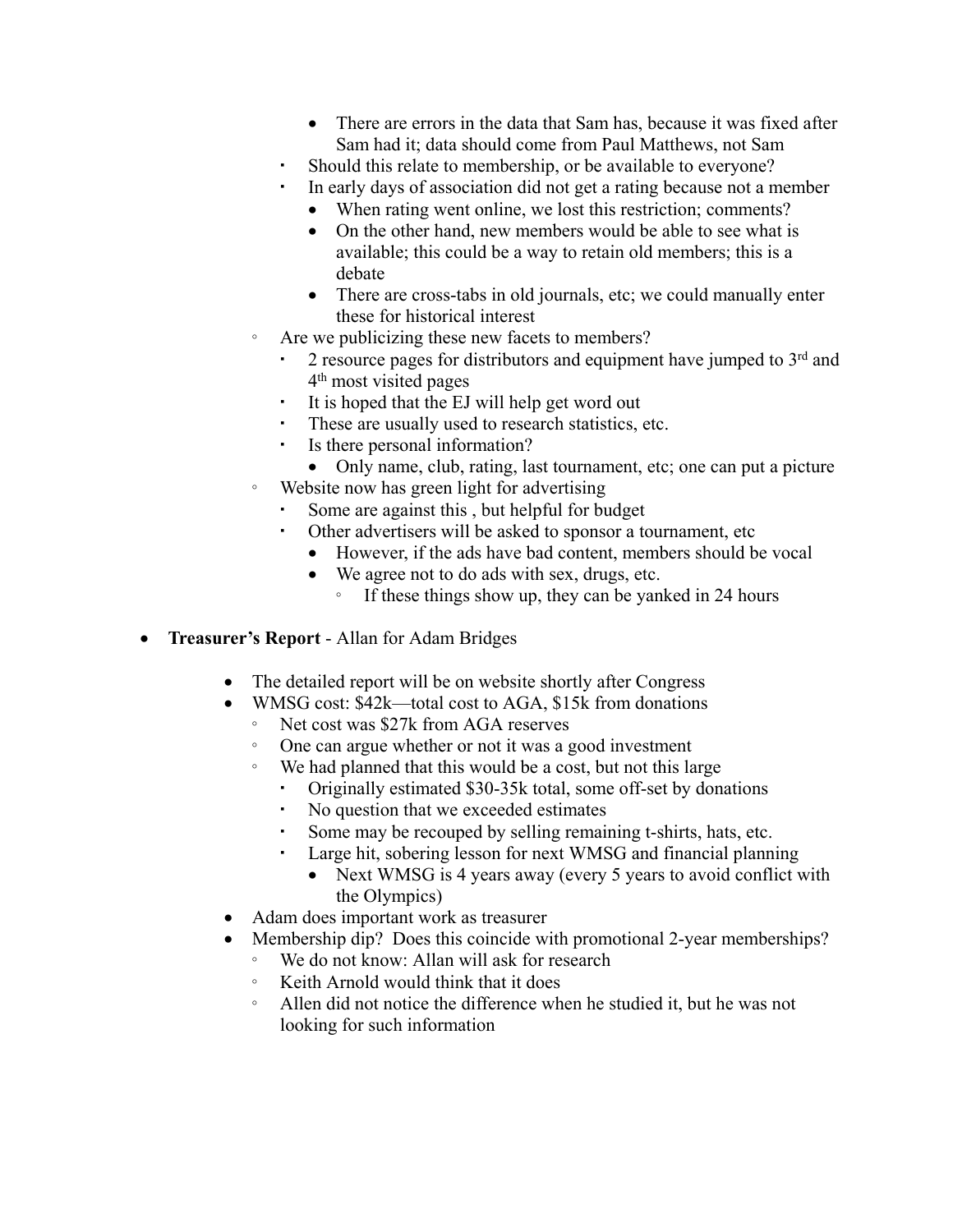- There are errors in the data that Sam has, because it was fixed after Sam had it; data should come from Paul Matthews, not Sam
      - Should this relate to membership, or be available to everyone?
      - In early days of association did not get a rating because not a member
        - When rating went online, we lost this restriction; comments?
        - On the other hand, new members would be able to see what is available; this could be a way to retain old members; this is a debate
        - There are cross-tabs in old journals, etc; we could manually enter these for historical interest
    - Are we publicizing these new facets to members?
      - 2 resource pages for distributors and equipment have jumped to 3rd and 4th most visited pages
      - It is hoped that the EJ will help get word out
      - These are usually used to research statistics, etc.
      - Is there personal information?
        - Only name, club, rating, last tournament, etc; one can put a picture
    - Website now has green light for advertising
      - Some are against this , but helpful for budget
      - Other advertisers will be asked to sponsor a tournament, etc
        - However, if the ads have bad content, members should be vocal
        - We agree not to do ads with sex, drugs, etc.
          - If these things show up, they can be yanked in 24 hours

- **Treasurer's Report** - Allan for Adam Bridges
  - The detailed report will be on website shortly after Congress
  - WMSG cost: $42k—total cost to AGA, $15k from donations
    - Net cost was $27k from AGA reserves
    - One can argue whether or not it was a good investment
    - We had planned that this would be a cost, but not this large
      - Originally estimated $30-35k total, some off-set by donations
      - No question that we exceeded estimates
      - Some may be recouped by selling remaining t-shirts, hats, etc.
      - Large hit, sobering lesson for next WMSG and financial planning
        - Next WMSG is 4 years away (every 5 years to avoid conflict with the Olympics)
  - Adam does important work as treasurer
  - Membership dip? Does this coincide with promotional 2-year memberships?
    - We do not know: Allan will ask for research
    - Keith Arnold would think that it does
    - Allen did not notice the difference when he studied it, but he was not looking for such information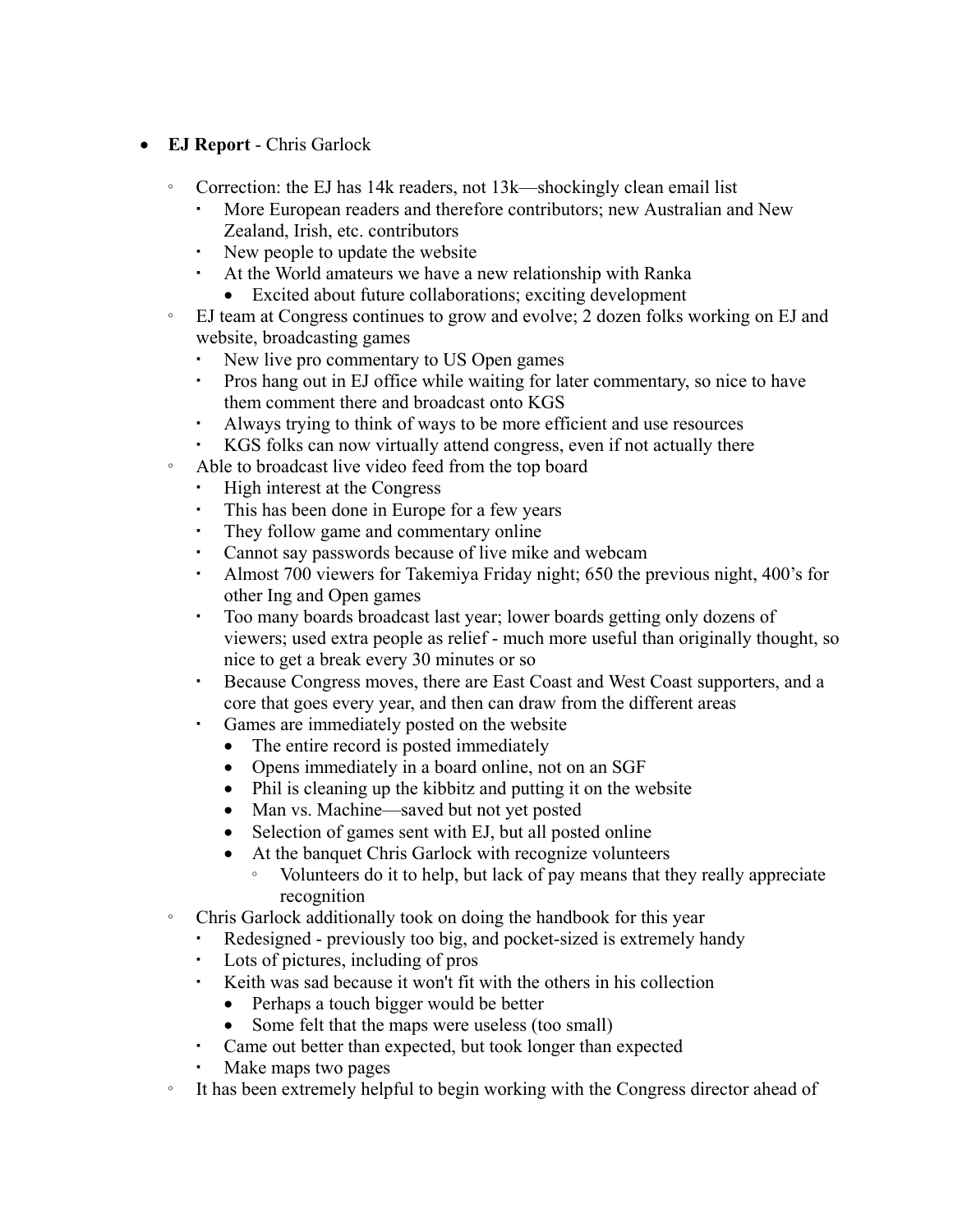- **EJ Report** - Chris Garlock
  - Correction: the EJ has 14k readers, not 13k—shockingly clean email list
    - More European readers and therefore contributors; new Australian and New Zealand, Irish, etc. contributors
    - New people to update the website
    - At the World amateurs we have a new relationship with Ranka
      - Excited about future collaborations; exciting development
  - EJ team at Congress continues to grow and evolve; 2 dozen folks working on EJ and website, broadcasting games
    - New live pro commentary to US Open games
    - Pros hang out in EJ office while waiting for later commentary, so nice to have them comment there and broadcast onto KGS
    - Always trying to think of ways to be more efficient and use resources
    - KGS folks can now virtually attend congress, even if not actually there
  - Able to broadcast live video feed from the top board
    - High interest at the Congress
    - This has been done in Europe for a few years
    - They follow game and commentary online
    - Cannot say passwords because of live mike and webcam
    - Almost 700 viewers for Takemiya Friday night; 650 the previous night, 400's for other Ing and Open games
    - Too many boards broadcast last year; lower boards getting only dozens of viewers; used extra people as relief - much more useful than originally thought, so nice to get a break every 30 minutes or so
    - Because Congress moves, there are East Coast and West Coast supporters, and a core that goes every year, and then can draw from the different areas
    - Games are immediately posted on the website
      - The entire record is posted immediately
      - Opens immediately in a board online, not on an SGF
      - Phil is cleaning up the kibbitz and putting it on the website
      - Man vs. Machine—saved but not yet posted
      - Selection of games sent with EJ, but all posted online
      - At the banquet Chris Garlock with recognize volunteers
        - Volunteers do it to help, but lack of pay means that they really appreciate recognition
  - Chris Garlock additionally took on doing the handbook for this year
    - Redesigned - previously too big, and pocket-sized is extremely handy
    - Lots of pictures, including of pros
    - Keith was sad because it won't fit with the others in his collection
      - Perhaps a touch bigger would be better
      - Some felt that the maps were useless (too small)
    - Came out better than expected, but took longer than expected
    - Make maps two pages
  - It has been extremely helpful to begin working with the Congress director ahead of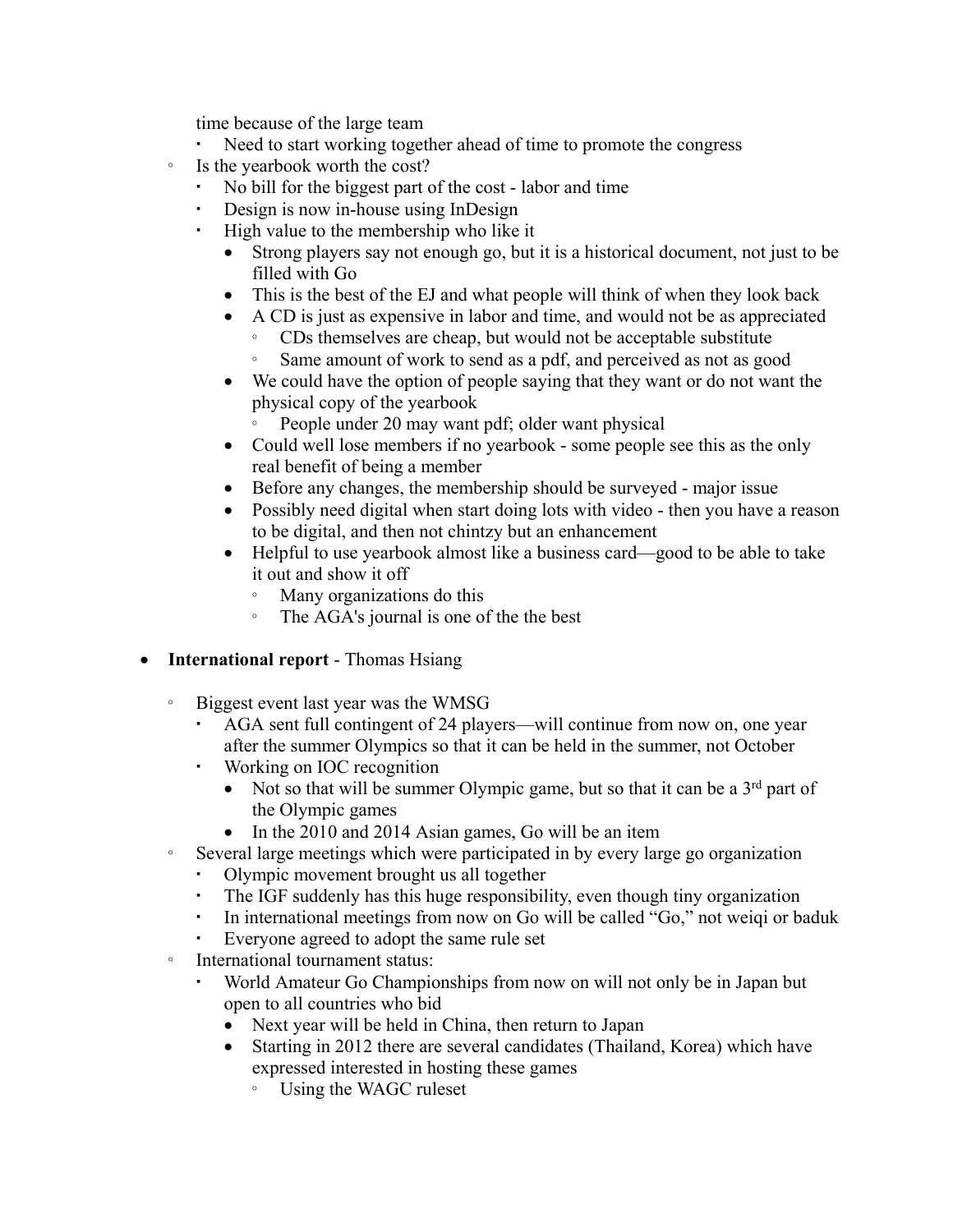time because of the large team

        - Need to start working together ahead of time to promote the congress
    - Is the yearbook worth the cost?
        - No bill for the biggest part of the cost - labor and time
        - Design is now in-house using InDesign
        - High value to the membership who like it
            - Strong players say not enough go, but it is a historical document, not just to be filled with Go
            - This is the best of the EJ and what people will think of when they look back
            - A CD is just as expensive in labor and time, and would not be as appreciated
                - CDs themselves are cheap, but would not be acceptable substitute
                - Same amount of work to send as a pdf, and perceived as not as good
            - We could have the option of people saying that they want or do not want the physical copy of the yearbook
                - People under 20 may want pdf; older want physical
            - Could well lose members if no yearbook - some people see this as the only real benefit of being a member
            - Before any changes, the membership should be surveyed - major issue
            - Possibly need digital when start doing lots with video - then you have a reason to be digital, and then not chintzy but an enhancement
            - Helpful to use yearbook almost like a business card—good to be able to take it out and show it off
                - Many organizations do this
                - The AGA's journal is one of the the best

- **International report** - Thomas Hsiang
    - Biggest event last year was the WMSG
        - AGA sent full contingent of 24 players—will continue from now on, one year after the summer Olympics so that it can be held in the summer, not October
        - Working on IOC recognition
            - Not so that will be summer Olympic game, but so that it can be a 3rd part of the Olympic games
            - In the 2010 and 2014 Asian games, Go will be an item
    - Several large meetings which were participated in by every large go organization
        - Olympic movement brought us all together
        - The IGF suddenly has this huge responsibility, even though tiny organization
        - In international meetings from now on Go will be called "Go," not weiqi or baduk
        - Everyone agreed to adopt the same rule set
    - International tournament status:
        - World Amateur Go Championships from now on will not only be in Japan but open to all countries who bid
            - Next year will be held in China, then return to Japan
            - Starting in 2012 there are several candidates (Thailand, Korea) which have expressed interested in hosting these games
                - Using the WAGC ruleset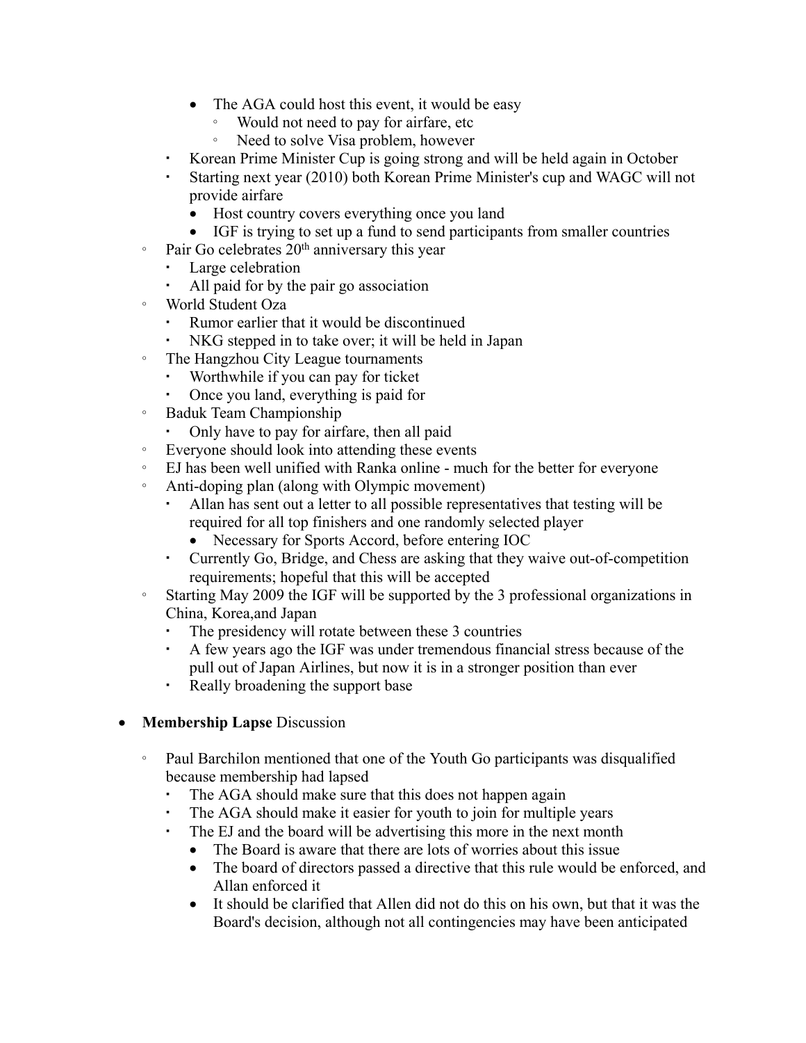- The AGA could host this event, it would be easy
                - Would not need to pay for airfare, etc
                - Need to solve Visa problem, however
        - Korean Prime Minister Cup is going strong and will be held again in October
        - Starting next year (2010) both Korean Prime Minister's cup and WAGC will not provide airfare
            - Host country covers everything once you land
            - IGF is trying to set up a fund to send participants from smaller countries
    - Pair Go celebrates 20th anniversary this year
        - Large celebration
        - All paid for by the pair go association
    - World Student Oza
        - Rumor earlier that it would be discontinued
        - NKG stepped in to take over; it will be held in Japan
    - The Hangzhou City League tournaments
        - Worthwhile if you can pay for ticket
        - Once you land, everything is paid for
    - Baduk Team Championship
        - Only have to pay for airfare, then all paid
    - Everyone should look into attending these events
    - EJ has been well unified with Ranka online - much for the better for everyone
    - Anti-doping plan (along with Olympic movement)
        - Allan has sent out a letter to all possible representatives that testing will be required for all top finishers and one randomly selected player
            - Necessary for Sports Accord, before entering IOC
        - Currently Go, Bridge, and Chess are asking that they waive out-of-competition requirements; hopeful that this will be accepted
    - Starting May 2009 the IGF will be supported by the 3 professional organizations in China, Korea,and Japan
        - The presidency will rotate between these 3 countries
        - A few years ago the IGF was under tremendous financial stress because of the pull out of Japan Airlines, but now it is in a stronger position than ever
        - Really broadening the support base

- **Membership Lapse** Discussion
    - Paul Barchilon mentioned that one of the Youth Go participants was disqualified because membership had lapsed
        - The AGA should make sure that this does not happen again
        - The AGA should make it easier for youth to join for multiple years
        - The EJ and the board will be advertising this more in the next month
            - The Board is aware that there are lots of worries about this issue
            - The board of directors passed a directive that this rule would be enforced, and Allan enforced it
            - It should be clarified that Allen did not do this on his own, but that it was the Board's decision, although not all contingencies may have been anticipated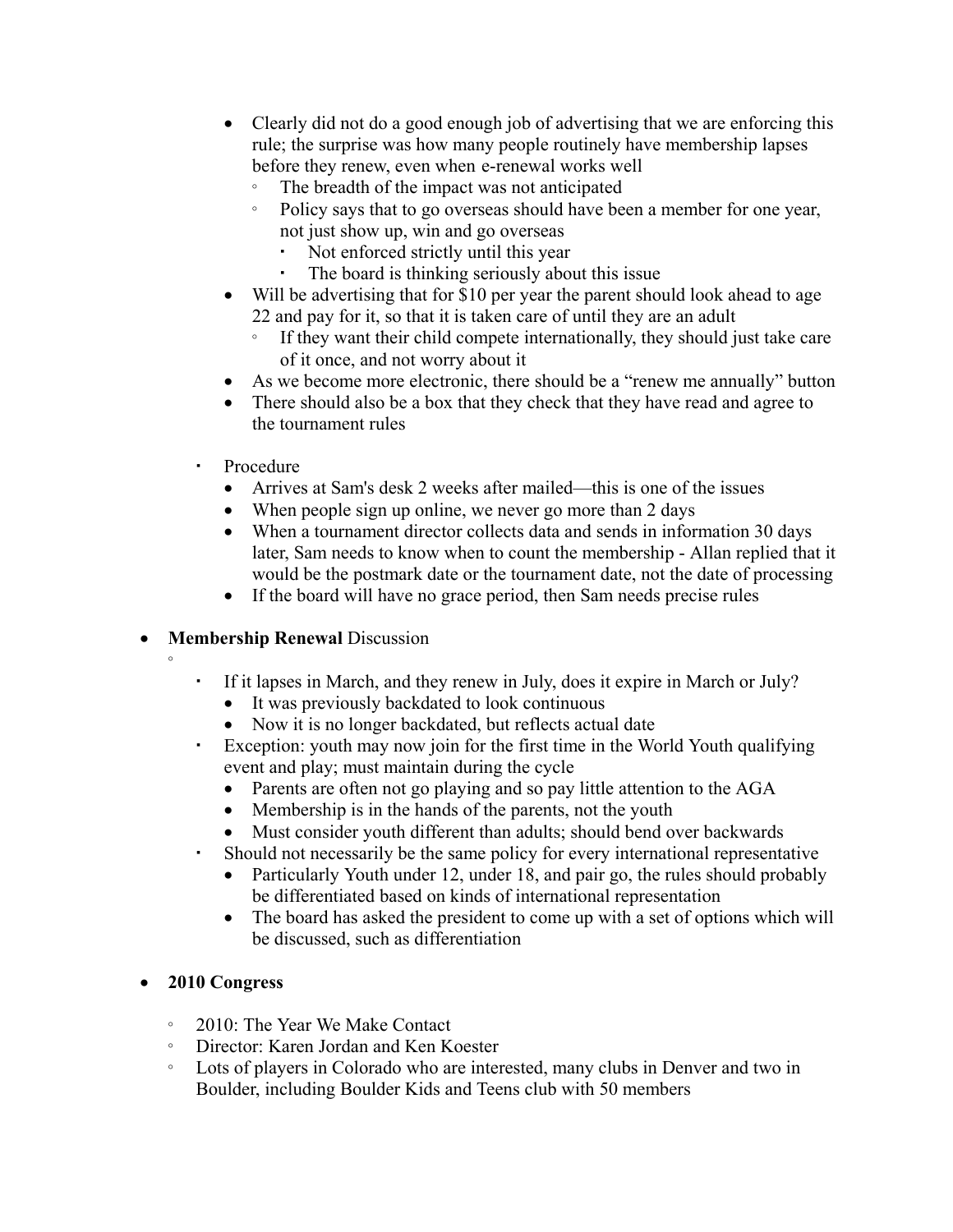- Clearly did not do a good enough job of advertising that we are enforcing this rule; the surprise was how many people routinely have membership lapses before they renew, even when e-renewal works well
  - The breadth of the impact was not anticipated
  - Policy says that to go overseas should have been a member for one year, not just show up, win and go overseas
    - Not enforced strictly until this year
    - The board is thinking seriously about this issue
- Will be advertising that for $10 per year the parent should look ahead to age 22 and pay for it, so that it is taken care of until they are an adult
  - If they want their child compete internationally, they should just take care of it once, and not worry about it
- As we become more electronic, there should be a "renew me annually" button
- There should also be a box that they check that they have read and agree to the tournament rules

- Procedure
  - Arrives at Sam's desk 2 weeks after mailed—this is one of the issues
  - When people sign up online, we never go more than 2 days
  - When a tournament director collects data and sends in information 30 days later, Sam needs to know when to count the membership - Allan replied that it would be the postmark date or the tournament date, not the date of processing
  - If the board will have no grace period, then Sam needs precise rules

- **Membership Renewal** Discussion
  - 
    - If it lapses in March, and they renew in July, does it expire in March or July?
      - It was previously backdated to look continuous
      - Now it is no longer backdated, but reflects actual date
    - Exception: youth may now join for the first time in the World Youth qualifying event and play; must maintain during the cycle
      - Parents are often not go playing and so pay little attention to the AGA
      - Membership is in the hands of the parents, not the youth
      - Must consider youth different than adults; should bend over backwards
    - Should not necessarily be the same policy for every international representative
      - Particularly Youth under 12, under 18, and pair go, the rules should probably be differentiated based on kinds of international representation
      - The board has asked the president to come up with a set of options which will be discussed, such as differentiation

- **2010 Congress**
  - 2010: The Year We Make Contact
  - Director: Karen Jordan and Ken Koester
  - Lots of players in Colorado who are interested, many clubs in Denver and two in Boulder, including Boulder Kids and Teens club with 50 members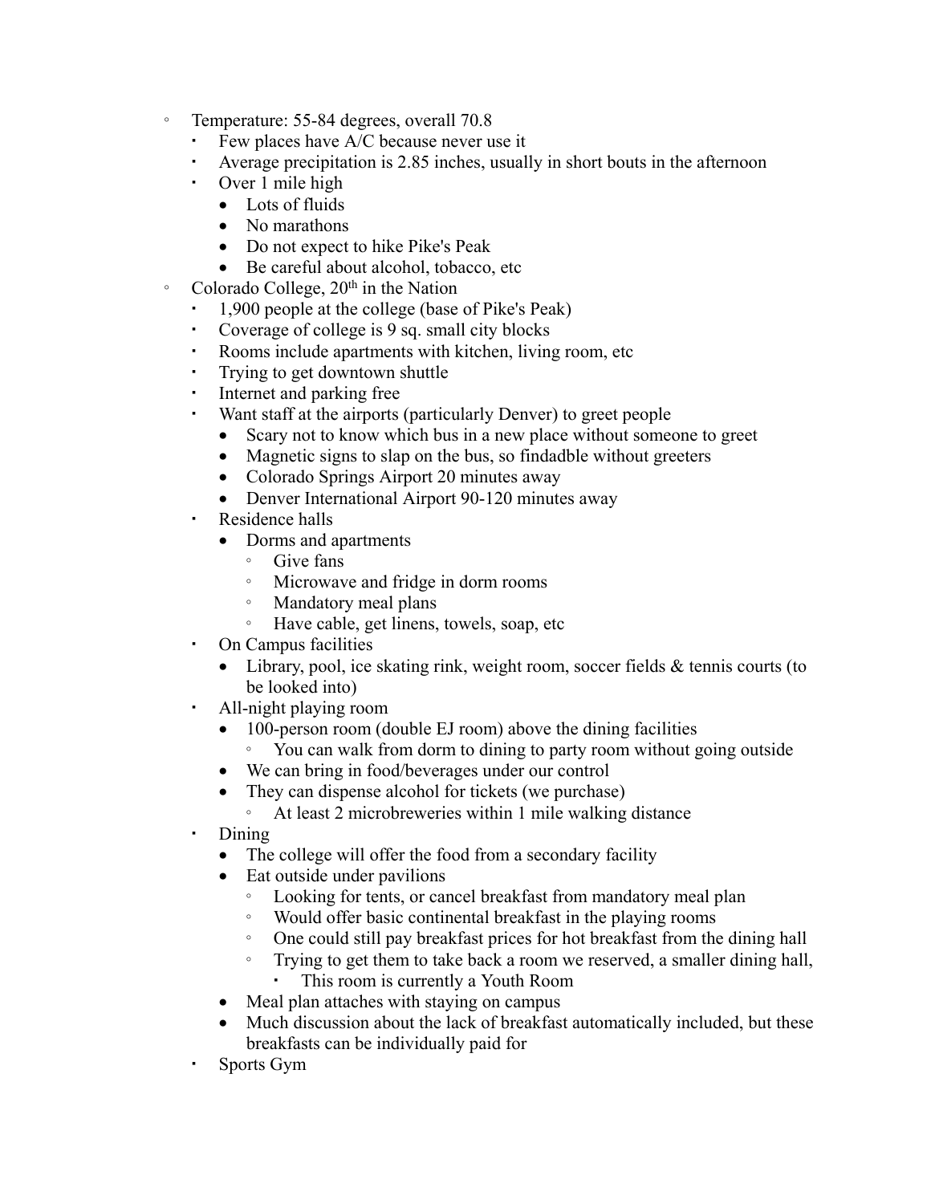- Temperature: 55-84 degrees, overall 70.8
  - Few places have A/C because never use it
  - Average precipitation is 2.85 inches, usually in short bouts in the afternoon
  - Over 1 mile high
    - Lots of fluids
    - No marathons
    - Do not expect to hike Pike's Peak
    - Be careful about alcohol, tobacco, etc
- Colorado College, 20th in the Nation
  - 1,900 people at the college (base of Pike's Peak)
  - Coverage of college is 9 sq. small city blocks
  - Rooms include apartments with kitchen, living room, etc
  - Trying to get downtown shuttle
  - Internet and parking free
  - Want staff at the airports (particularly Denver) to greet people
    - Scary not to know which bus in a new place without someone to greet
    - Magnetic signs to slap on the bus, so findadble without greeters
    - Colorado Springs Airport 20 minutes away
    - Denver International Airport 90-120 minutes away
  - Residence halls
    - Dorms and apartments
      - Give fans
      - Microwave and fridge in dorm rooms
      - Mandatory meal plans
      - Have cable, get linens, towels, soap, etc
  - On Campus facilities
    - Library, pool, ice skating rink, weight room, soccer fields & tennis courts (to be looked into)
  - All-night playing room
    - 100-person room (double EJ room) above the dining facilities
      - You can walk from dorm to dining to party room without going outside
    - We can bring in food/beverages under our control
    - They can dispense alcohol for tickets (we purchase)
      - At least 2 microbreweries within 1 mile walking distance
  - Dining
    - The college will offer the food from a secondary facility
    - Eat outside under pavilions
      - Looking for tents, or cancel breakfast from mandatory meal plan
      - Would offer basic continental breakfast in the playing rooms
      - One could still pay breakfast prices for hot breakfast from the dining hall
      - Trying to get them to take back a room we reserved, a smaller dining hall,
        - This room is currently a Youth Room
    - Meal plan attaches with staying on campus
    - Much discussion about the lack of breakfast automatically included, but these breakfasts can be individually paid for
  - Sports Gym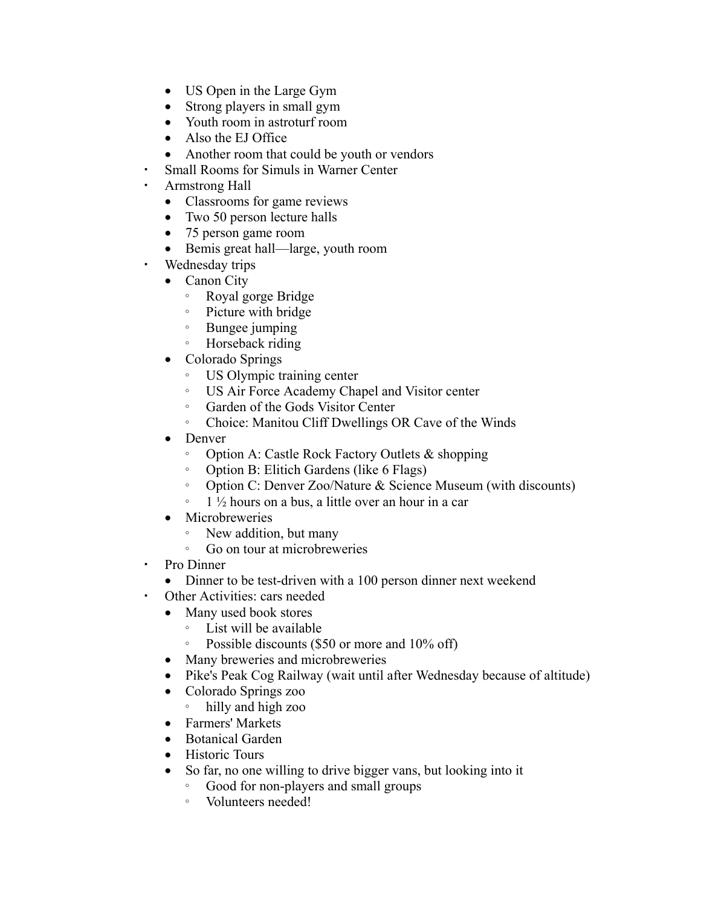- US Open in the Large Gym
    - Strong players in small gym
    - Youth room in astroturf room
    - Also the EJ Office
    - Another room that could be youth or vendors
- Small Rooms for Simuls in Warner Center
- Armstrong Hall
    - Classrooms for game reviews
    - Two 50 person lecture halls
    - 75 person game room
    - Bemis great hall—large, youth room
- Wednesday trips
    - Canon City
        - Royal gorge Bridge
        - Picture with bridge
        - Bungee jumping
        - Horseback riding
    - Colorado Springs
        - US Olympic training center
        - US Air Force Academy Chapel and Visitor center
        - Garden of the Gods Visitor Center
        - Choice: Manitou Cliff Dwellings OR Cave of the Winds
    - Denver
        - Option A: Castle Rock Factory Outlets & shopping
        - Option B: Elitich Gardens (like 6 Flags)
        - Option C: Denver Zoo/Nature & Science Museum (with discounts)
        - 1 ½ hours on a bus, a little over an hour in a car
    - Microbreweries
        - New addition, but many
        - Go on tour at microbreweries
- Pro Dinner
    - Dinner to be test-driven with a 100 person dinner next weekend
- Other Activities: cars needed
    - Many used book stores
        - List will be available
        - Possible discounts ($50 or more and 10% off)
    - Many breweries and microbreweries
    - Pike's Peak Cog Railway (wait until after Wednesday because of altitude)
    - Colorado Springs zoo
        - hilly and high zoo
    - Farmers' Markets
    - Botanical Garden
    - Historic Tours
    - So far, no one willing to drive bigger vans, but looking into it
        - Good for non-players and small groups
        - Volunteers needed!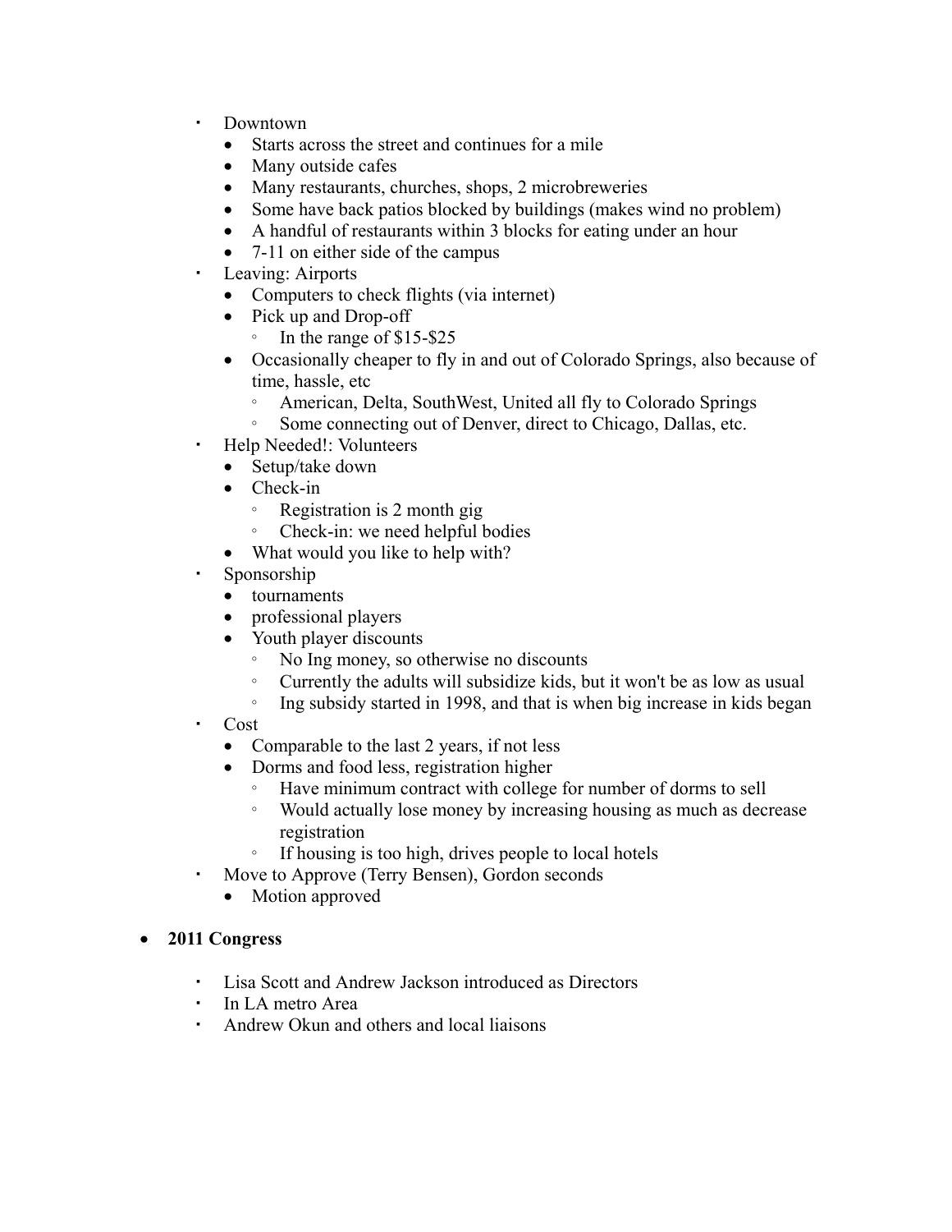- Downtown
  - Starts across the street and continues for a mile
  - Many outside cafes
  - Many restaurants, churches, shops, 2 microbreweries
  - Some have back patios blocked by buildings (makes wind no problem)
  - A handful of restaurants within 3 blocks for eating under an hour
  - 7-11 on either side of the campus
- Leaving: Airports
  - Computers to check flights (via internet)
  - Pick up and Drop-off
    - In the range of $15-$25
  - Occasionally cheaper to fly in and out of Colorado Springs, also because of time, hassle, etc
    - American, Delta, SouthWest, United all fly to Colorado Springs
    - Some connecting out of Denver, direct to Chicago, Dallas, etc.
- Help Needed!: Volunteers
  - Setup/take down
  - Check-in
    - Registration is 2 month gig
    - Check-in: we need helpful bodies
  - What would you like to help with?
- Sponsorship
  - tournaments
  - professional players
  - Youth player discounts
    - No Ing money, so otherwise no discounts
    - Currently the adults will subsidize kids, but it won't be as low as usual
    - Ing subsidy started in 1998, and that is when big increase in kids began
- Cost
  - Comparable to the last 2 years, if not less
  - Dorms and food less, registration higher
    - Have minimum contract with college for number of dorms to sell
    - Would actually lose money by increasing housing as much as decrease registration
    - If housing is too high, drives people to local hotels
- Move to Approve (Terry Bensen), Gordon seconds
  - Motion approved

- **2011 Congress**
  - Lisa Scott and Andrew Jackson introduced as Directors
  - In LA metro Area
  - Andrew Okun and others and local liaisons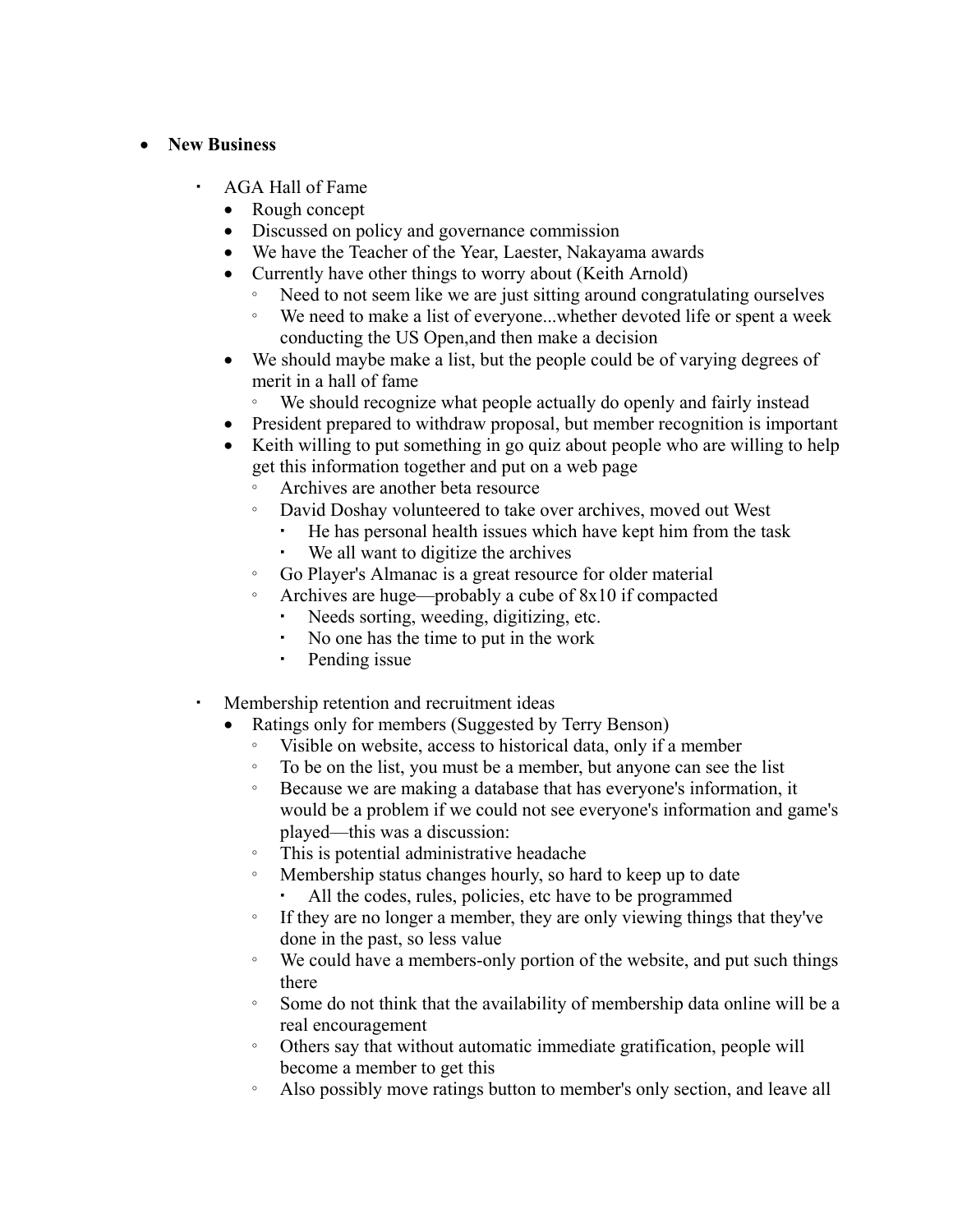- **New Business**
  - AGA Hall of Fame
    - Rough concept
    - Discussed on policy and governance commission
    - We have the Teacher of the Year, Laester, Nakayama awards
    - Currently have other things to worry about (Keith Arnold)
      - Need to not seem like we are just sitting around congratulating ourselves
      - We need to make a list of everyone...whether devoted life or spent a week conducting the US Open,and then make a decision
    - We should maybe make a list, but the people could be of varying degrees of merit in a hall of fame
      - We should recognize what people actually do openly and fairly instead
    - President prepared to withdraw proposal, but member recognition is important
    - Keith willing to put something in go quiz about people who are willing to help get this information together and put on a web page
      - Archives are another beta resource
      - David Doshay volunteered to take over archives, moved out West
        - He has personal health issues which have kept him from the task
        - We all want to digitize the archives
      - Go Player's Almanac is a great resource for older material
      - Archives are huge—probably a cube of 8x10 if compacted
        - Needs sorting, weeding, digitizing, etc.
        - No one has the time to put in the work
        - Pending issue

  - Membership retention and recruitment ideas
    - Ratings only for members (Suggested by Terry Benson)
      - Visible on website, access to historical data, only if a member
      - To be on the list, you must be a member, but anyone can see the list
      - Because we are making a database that has everyone's information, it would be a problem if we could not see everyone's information and game's played—this was a discussion:
      - This is potential administrative headache
      - Membership status changes hourly, so hard to keep up to date
        - All the codes, rules, policies, etc have to be programmed
      - If they are no longer a member, they are only viewing things that they've done in the past, so less value
      - We could have a members-only portion of the website, and put such things there
      - Some do not think that the availability of membership data online will be a real encouragement
      - Others say that without automatic immediate gratification, people will become a member to get this
      - Also possibly move ratings button to member's only section, and leave all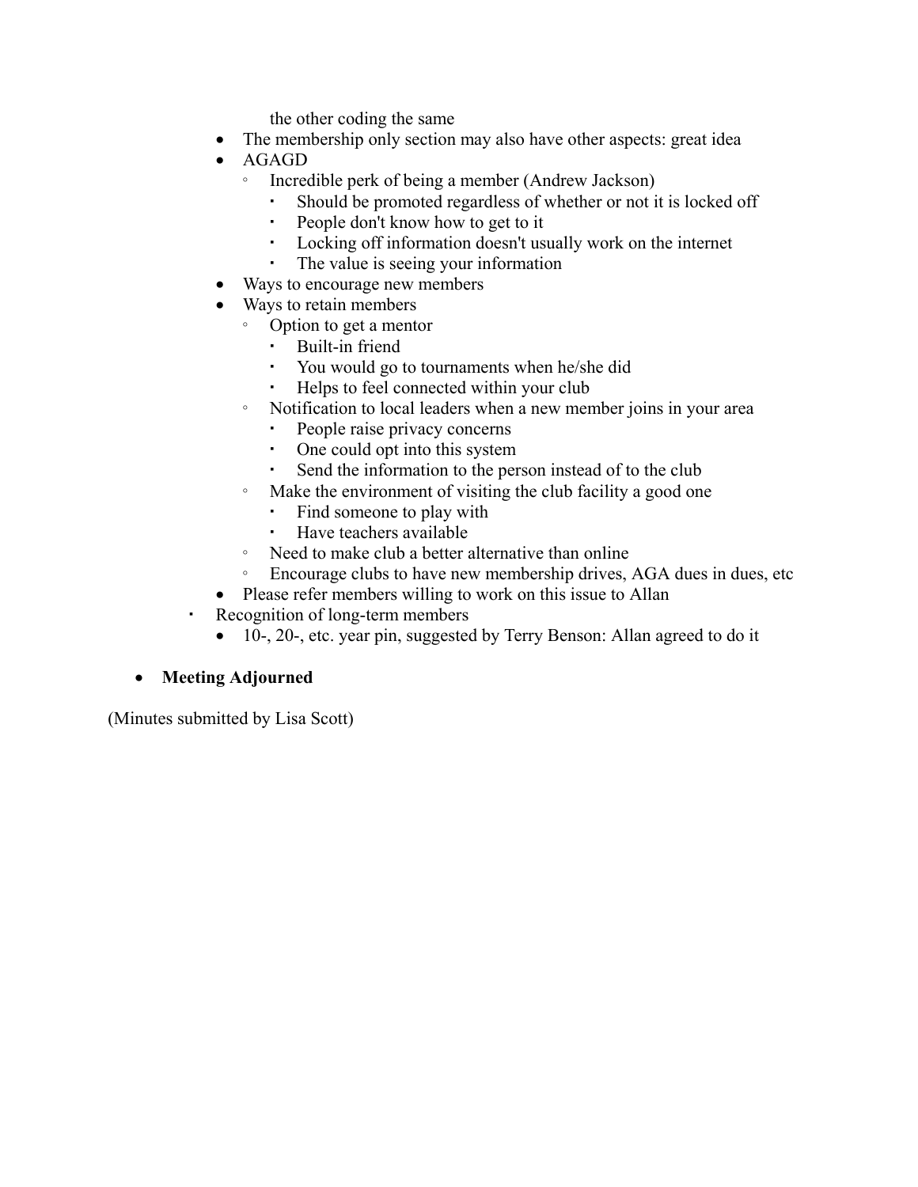the other coding the same

- The membership only section may also have other aspects: great idea
- AGAGD
    - Incredible perk of being a member (Andrew Jackson)
        - Should be promoted regardless of whether or not it is locked off
        - People don't know how to get to it
        - Locking off information doesn't usually work on the internet
        - The value is seeing your information
- Ways to encourage new members
- Ways to retain members
    - Option to get a mentor
        - Built-in friend
        - You would go to tournaments when he/she did
        - Helps to feel connected within your club
    - Notification to local leaders when a new member joins in your area
        - People raise privacy concerns
        - One could opt into this system
        - Send the information to the person instead of to the club
    - Make the environment of visiting the club facility a good one
        - Find someone to play with
        - Have teachers available
    - Need to make club a better alternative than online
    - Encourage clubs to have new membership drives, AGA dues in dues, etc
- Please refer members willing to work on this issue to Allan

- Recognition of long-term members
    - 10-, 20-, etc. year pin, suggested by Terry Benson: Allan agreed to do it

- **Meeting Adjourned**

(Minutes submitted by Lisa Scott)